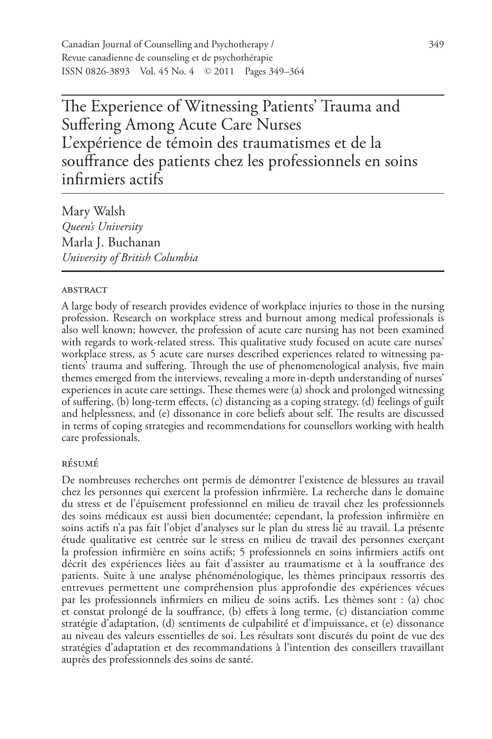# The Experience of Witnessing Patients' Trauma and Suffering Among Acute Care Nurses
# L'expérience de témoin des traumatismes et de la souffrance des patients chez les professionnels en soins infirmiers actifs

Mary Walsh
*Queen's University*
Marla J. Buchanan
*University of British Columbia*

## ABSTRACT

A large body of research provides evidence of workplace injuries to those in the nursing profession. Research on workplace stress and burnout among medical professionals is also well known; however, the profession of acute care nursing has not been examined with regards to work-related stress. This qualitative study focused on acute care nurses' workplace stress, as 5 acute care nurses described experiences related to witnessing patients' trauma and suffering. Through the use of phenomenological analysis, five main themes emerged from the interviews, revealing a more in-depth understanding of nurses' experiences in acute care settings. These themes were (a) shock and prolonged witnessing of suffering, (b) long-term effects, (c) distancing as a coping strategy, (d) feelings of guilt and helplessness, and (e) dissonance in core beliefs about self. The results are discussed in terms of coping strategies and recommendations for counsellors working with health care professionals.

## RÉSUMÉ

De nombreuses recherches ont permis de démontrer l'existence de blessures au travail chez les personnes qui exercent la profession infirmière. La recherche dans le domaine du stress et de l'épuisement professionnel en milieu de travail chez les professionnels des soins médicaux est aussi bien documentée; cependant, la profession infirmière en soins actifs n'a pas fait l'objet d'analyses sur le plan du stress lié au travail. La présente étude qualitative est centrée sur le stress en milieu de travail des personnes exerçant la profession infirmière en soins actifs; 5 professionnels en soins infirmiers actifs ont décrit des expériences liées au fait d'assister au traumatisme et à la souffrance des patients. Suite à une analyse phénoménologique, les thèmes principaux ressortis des entrevues permettent une compréhension plus approfondie des expériences vécues par les professionnels infirmiers en milieu de soins actifs. Les thèmes sont : (a) choc et constat prolongé de la souffrance, (b) effets à long terme, (c) distanciation comme stratégie d'adaptation, (d) sentiments de culpabilité et d'impuissance, et (e) dissonance au niveau des valeurs essentielles de soi. Les résultats sont discutés du point de vue des stratégies d'adaptation et des recommandations à l'intention des conseillers travaillant auprès des professionnels des soins de santé.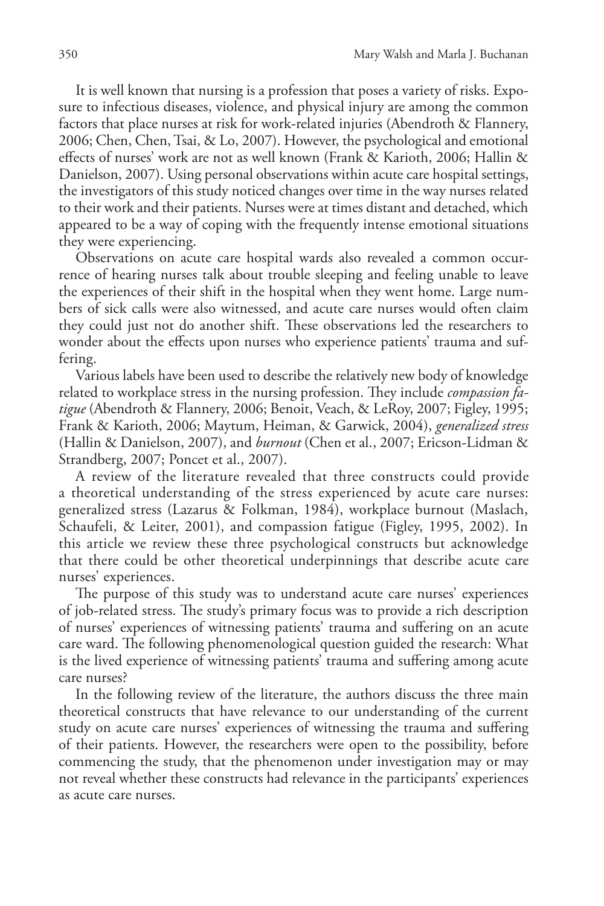It is well known that nursing is a profession that poses a variety of risks. Exposure to infectious diseases, violence, and physical injury are among the common factors that place nurses at risk for work-related injuries (Abendroth & Flannery, 2006; Chen, Chen, Tsai, & Lo, 2007). However, the psychological and emotional effects of nurses' work are not as well known (Frank & Karioth, 2006; Hallin & Danielson, 2007). Using personal observations within acute care hospital settings, the investigators of this study noticed changes over time in the way nurses related to their work and their patients. Nurses were at times distant and detached, which appeared to be a way of coping with the frequently intense emotional situations they were experiencing.

Observations on acute care hospital wards also revealed a common occurrence of hearing nurses talk about trouble sleeping and feeling unable to leave the experiences of their shift in the hospital when they went home. Large numbers of sick calls were also witnessed, and acute care nurses would often claim they could just not do another shift. These observations led the researchers to wonder about the effects upon nurses who experience patients' trauma and suffering.

Various labels have been used to describe the relatively new body of knowledge related to workplace stress in the nursing profession. They include *compassion fatigue* (Abendroth & Flannery, 2006; Benoit, Veach, & LeRoy, 2007; Figley, 1995; Frank & Karioth, 2006; Maytum, Heiman, & Garwick, 2004), *generalized stress* (Hallin & Danielson, 2007), and *burnout* (Chen et al., 2007; Ericson-Lidman & Strandberg, 2007; Poncet et al., 2007).

A review of the literature revealed that three constructs could provide a theoretical understanding of the stress experienced by acute care nurses: generalized stress (Lazarus & Folkman, 1984), workplace burnout (Maslach, Schaufeli, & Leiter, 2001), and compassion fatigue (Figley, 1995, 2002). In this article we review these three psychological constructs but acknowledge that there could be other theoretical underpinnings that describe acute care nurses' experiences.

The purpose of this study was to understand acute care nurses' experiences of job-related stress. The study's primary focus was to provide a rich description of nurses' experiences of witnessing patients' trauma and suffering on an acute care ward. The following phenomenological question guided the research: What is the lived experience of witnessing patients' trauma and suffering among acute care nurses?

In the following review of the literature, the authors discuss the three main theoretical constructs that have relevance to our understanding of the current study on acute care nurses' experiences of witnessing the trauma and suffering of their patients. However, the researchers were open to the possibility, before commencing the study, that the phenomenon under investigation may or may not reveal whether these constructs had relevance in the participants' experiences as acute care nurses.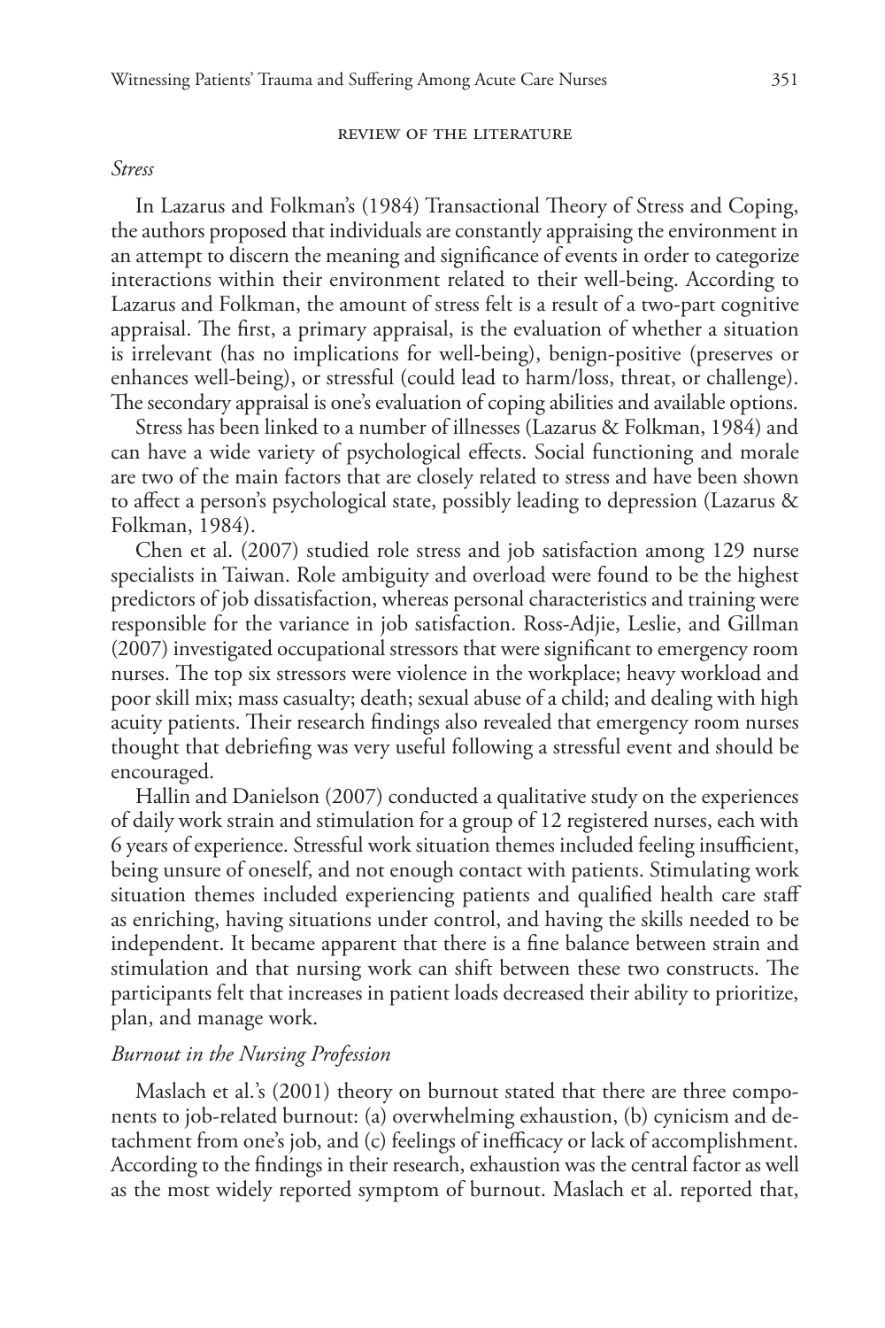## REVIEW OF THE LITERATURE

### *Stress*

In Lazarus and Folkman's (1984) Transactional Theory of Stress and Coping, the authors proposed that individuals are constantly appraising the environment in an attempt to discern the meaning and significance of events in order to categorize interactions within their environment related to their well-being. According to Lazarus and Folkman, the amount of stress felt is a result of a two-part cognitive appraisal. The first, a primary appraisal, is the evaluation of whether a situation is irrelevant (has no implications for well-being), benign-positive (preserves or enhances well-being), or stressful (could lead to harm/loss, threat, or challenge). The secondary appraisal is one's evaluation of coping abilities and available options.

Stress has been linked to a number of illnesses (Lazarus & Folkman, 1984) and can have a wide variety of psychological effects. Social functioning and morale are two of the main factors that are closely related to stress and have been shown to affect a person's psychological state, possibly leading to depression (Lazarus & Folkman, 1984).

Chen et al. (2007) studied role stress and job satisfaction among 129 nurse specialists in Taiwan. Role ambiguity and overload were found to be the highest predictors of job dissatisfaction, whereas personal characteristics and training were responsible for the variance in job satisfaction. Ross-Adjie, Leslie, and Gillman (2007) investigated occupational stressors that were significant to emergency room nurses. The top six stressors were violence in the workplace; heavy workload and poor skill mix; mass casualty; death; sexual abuse of a child; and dealing with high acuity patients. Their research findings also revealed that emergency room nurses thought that debriefing was very useful following a stressful event and should be encouraged.

Hallin and Danielson (2007) conducted a qualitative study on the experiences of daily work strain and stimulation for a group of 12 registered nurses, each with 6 years of experience. Stressful work situation themes included feeling insufficient, being unsure of oneself, and not enough contact with patients. Stimulating work situation themes included experiencing patients and qualified health care staff as enriching, having situations under control, and having the skills needed to be independent. It became apparent that there is a fine balance between strain and stimulation and that nursing work can shift between these two constructs. The participants felt that increases in patient loads decreased their ability to prioritize, plan, and manage work.

### *Burnout in the Nursing Profession*

Maslach et al.'s (2001) theory on burnout stated that there are three components to job-related burnout: (a) overwhelming exhaustion, (b) cynicism and detachment from one's job, and (c) feelings of inefficacy or lack of accomplishment. According to the findings in their research, exhaustion was the central factor as well as the most widely reported symptom of burnout. Maslach et al. reported that,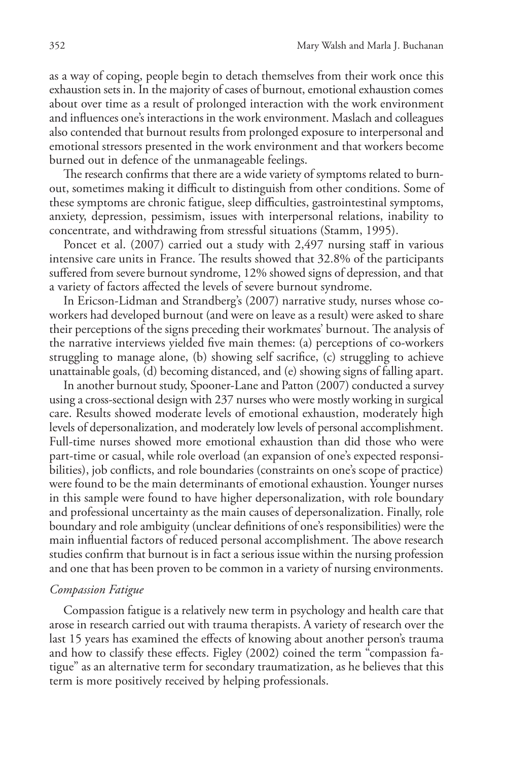as a way of coping, people begin to detach themselves from their work once this exhaustion sets in. In the majority of cases of burnout, emotional exhaustion comes about over time as a result of prolonged interaction with the work environment and influences one's interactions in the work environment. Maslach and colleagues also contended that burnout results from prolonged exposure to interpersonal and emotional stressors presented in the work environment and that workers become burned out in defence of the unmanageable feelings.

The research confirms that there are a wide variety of symptoms related to burnout, sometimes making it difficult to distinguish from other conditions. Some of these symptoms are chronic fatigue, sleep difficulties, gastrointestinal symptoms, anxiety, depression, pessimism, issues with interpersonal relations, inability to concentrate, and withdrawing from stressful situations (Stamm, 1995).

Poncet et al. (2007) carried out a study with 2,497 nursing staff in various intensive care units in France. The results showed that 32.8% of the participants suffered from severe burnout syndrome, 12% showed signs of depression, and that a variety of factors affected the levels of severe burnout syndrome.

In Ericson-Lidman and Strandberg's (2007) narrative study, nurses whose co-workers had developed burnout (and were on leave as a result) were asked to share their perceptions of the signs preceding their workmates' burnout. The analysis of the narrative interviews yielded five main themes: (a) perceptions of co-workers struggling to manage alone, (b) showing self sacrifice, (c) struggling to achieve unattainable goals, (d) becoming distanced, and (e) showing signs of falling apart.

In another burnout study, Spooner-Lane and Patton (2007) conducted a survey using a cross-sectional design with 237 nurses who were mostly working in surgical care. Results showed moderate levels of emotional exhaustion, moderately high levels of depersonalization, and moderately low levels of personal accomplishment. Full-time nurses showed more emotional exhaustion than did those who were part-time or casual, while role overload (an expansion of one's expected responsibilities), job conflicts, and role boundaries (constraints on one's scope of practice) were found to be the main determinants of emotional exhaustion. Younger nurses in this sample were found to have higher depersonalization, with role boundary and professional uncertainty as the main causes of depersonalization. Finally, role boundary and role ambiguity (unclear definitions of one's responsibilities) were the main influential factors of reduced personal accomplishment. The above research studies confirm that burnout is in fact a serious issue within the nursing profession and one that has been proven to be common in a variety of nursing environments.

### *Compassion Fatigue*

Compassion fatigue is a relatively new term in psychology and health care that arose in research carried out with trauma therapists. A variety of research over the last 15 years has examined the effects of knowing about another person's trauma and how to classify these effects. Figley (2002) coined the term "compassion fatigue" as an alternative term for secondary traumatization, as he believes that this term is more positively received by helping professionals.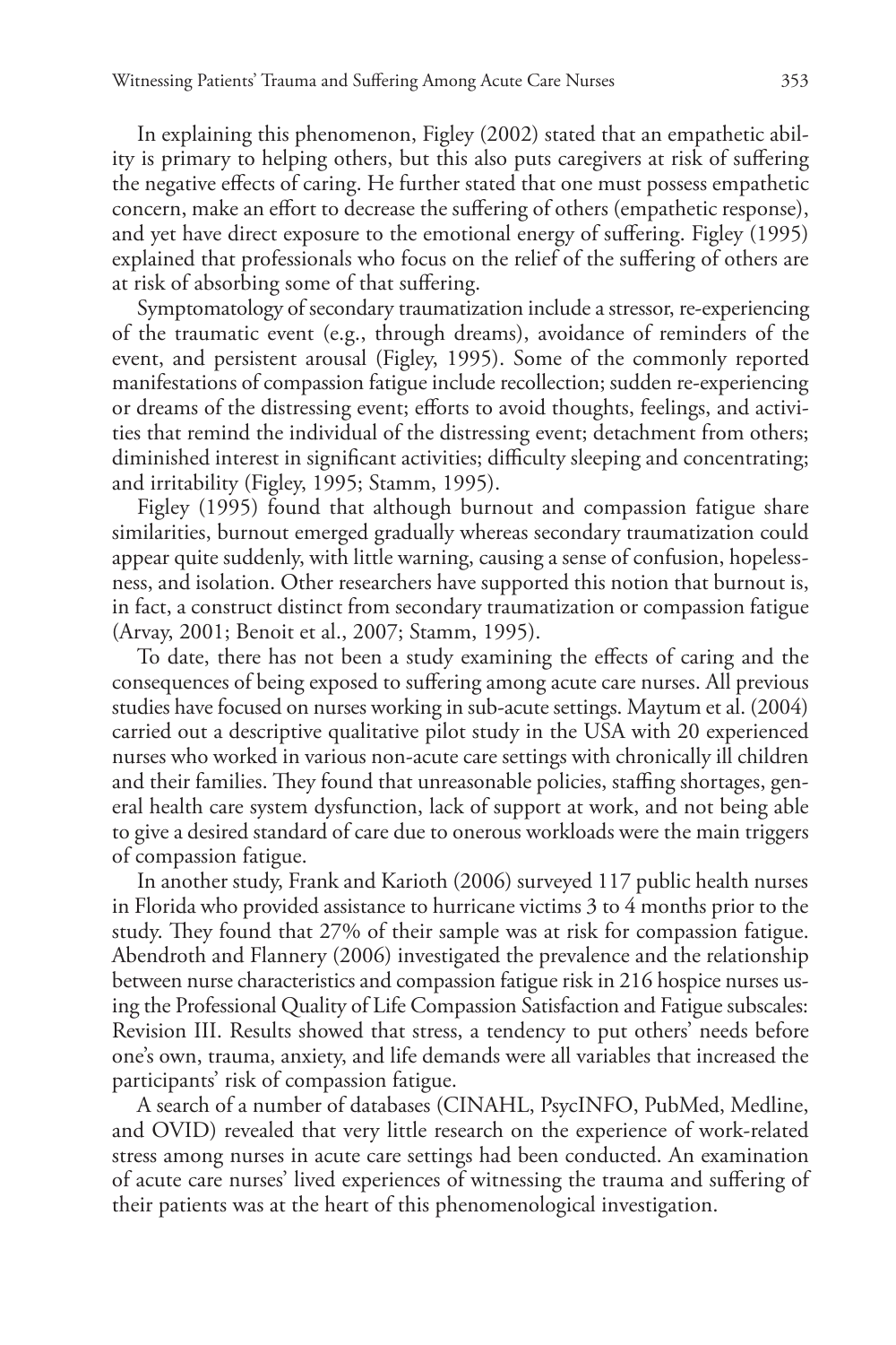In explaining this phenomenon, Figley (2002) stated that an empathetic ability is primary to helping others, but this also puts caregivers at risk of suffering the negative effects of caring. He further stated that one must possess empathetic concern, make an effort to decrease the suffering of others (empathetic response), and yet have direct exposure to the emotional energy of suffering. Figley (1995) explained that professionals who focus on the relief of the suffering of others are at risk of absorbing some of that suffering.

Symptomatology of secondary traumatization include a stressor, re-experiencing of the traumatic event (e.g., through dreams), avoidance of reminders of the event, and persistent arousal (Figley, 1995). Some of the commonly reported manifestations of compassion fatigue include recollection; sudden re-experiencing or dreams of the distressing event; efforts to avoid thoughts, feelings, and activities that remind the individual of the distressing event; detachment from others; diminished interest in significant activities; difficulty sleeping and concentrating; and irritability (Figley, 1995; Stamm, 1995).

Figley (1995) found that although burnout and compassion fatigue share similarities, burnout emerged gradually whereas secondary traumatization could appear quite suddenly, with little warning, causing a sense of confusion, hopelessness, and isolation. Other researchers have supported this notion that burnout is, in fact, a construct distinct from secondary traumatization or compassion fatigue (Arvay, 2001; Benoit et al., 2007; Stamm, 1995).

To date, there has not been a study examining the effects of caring and the consequences of being exposed to suffering among acute care nurses. All previous studies have focused on nurses working in sub-acute settings. Maytum et al. (2004) carried out a descriptive qualitative pilot study in the USA with 20 experienced nurses who worked in various non-acute care settings with chronically ill children and their families. They found that unreasonable policies, staffing shortages, general health care system dysfunction, lack of support at work, and not being able to give a desired standard of care due to onerous workloads were the main triggers of compassion fatigue.

In another study, Frank and Karioth (2006) surveyed 117 public health nurses in Florida who provided assistance to hurricane victims 3 to 4 months prior to the study. They found that 27% of their sample was at risk for compassion fatigue. Abendroth and Flannery (2006) investigated the prevalence and the relationship between nurse characteristics and compassion fatigue risk in 216 hospice nurses using the Professional Quality of Life Compassion Satisfaction and Fatigue subscales: Revision III. Results showed that stress, a tendency to put others' needs before one's own, trauma, anxiety, and life demands were all variables that increased the participants' risk of compassion fatigue.

A search of a number of databases (CINAHL, PsycINFO, PubMed, Medline, and OVID) revealed that very little research on the experience of work-related stress among nurses in acute care settings had been conducted. An examination of acute care nurses' lived experiences of witnessing the trauma and suffering of their patients was at the heart of this phenomenological investigation.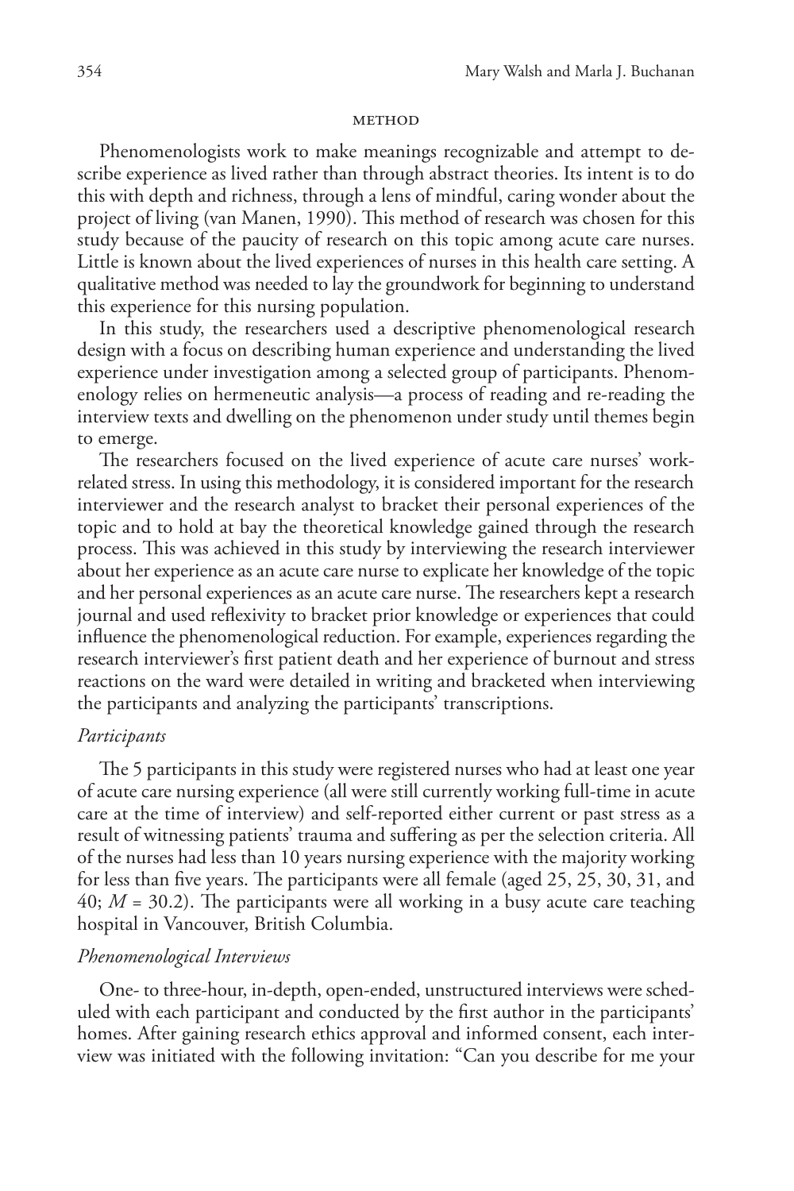## METHOD

Phenomenologists work to make meanings recognizable and attempt to describe experience as lived rather than through abstract theories. Its intent is to do this with depth and richness, through a lens of mindful, caring wonder about the project of living (van Manen, 1990). This method of research was chosen for this study because of the paucity of research on this topic among acute care nurses. Little is known about the lived experiences of nurses in this health care setting. A qualitative method was needed to lay the groundwork for beginning to understand this experience for this nursing population.

In this study, the researchers used a descriptive phenomenological research design with a focus on describing human experience and understanding the lived experience under investigation among a selected group of participants. Phenomenology relies on hermeneutic analysis—a process of reading and re-reading the interview texts and dwelling on the phenomenon under study until themes begin to emerge.

The researchers focused on the lived experience of acute care nurses' work-related stress. In using this methodology, it is considered important for the research interviewer and the research analyst to bracket their personal experiences of the topic and to hold at bay the theoretical knowledge gained through the research process. This was achieved in this study by interviewing the research interviewer about her experience as an acute care nurse to explicate her knowledge of the topic and her personal experiences as an acute care nurse. The researchers kept a research journal and used reflexivity to bracket prior knowledge or experiences that could influence the phenomenological reduction. For example, experiences regarding the research interviewer's first patient death and her experience of burnout and stress reactions on the ward were detailed in writing and bracketed when interviewing the participants and analyzing the participants' transcriptions.

### *Participants*

The 5 participants in this study were registered nurses who had at least one year of acute care nursing experience (all were still currently working full-time in acute care at the time of interview) and self-reported either current or past stress as a result of witnessing patients' trauma and suffering as per the selection criteria. All of the nurses had less than 10 years nursing experience with the majority working for less than five years. The participants were all female (aged 25, 25, 30, 31, and 40; $M = 30.2$). The participants were all working in a busy acute care teaching hospital in Vancouver, British Columbia.

### *Phenomenological Interviews*

One- to three-hour, in-depth, open-ended, unstructured interviews were scheduled with each participant and conducted by the first author in the participants' homes. After gaining research ethics approval and informed consent, each interview was initiated with the following invitation: "Can you describe for me your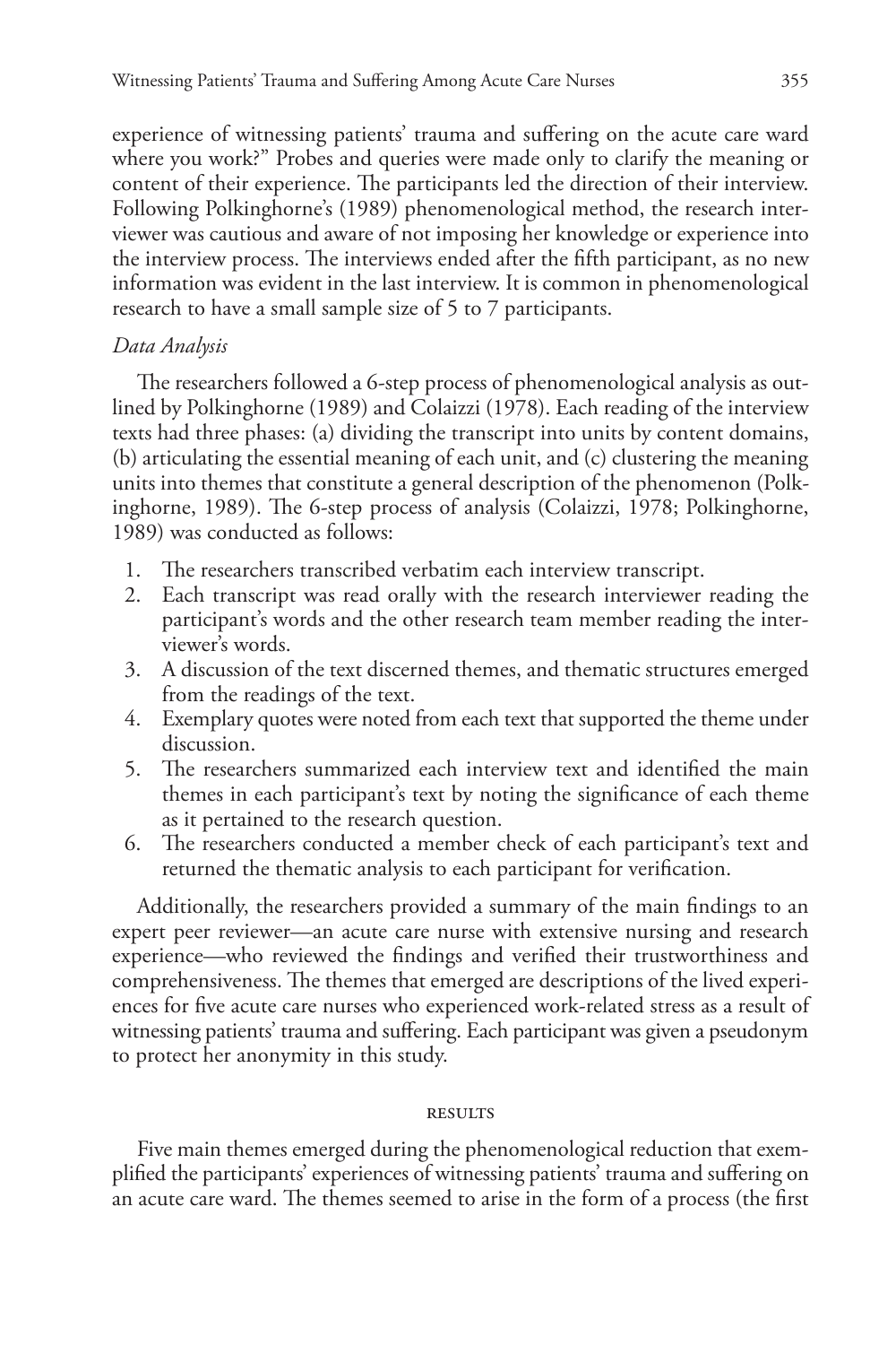experience of witnessing patients' trauma and suffering on the acute care ward where you work?" Probes and queries were made only to clarify the meaning or content of their experience. The participants led the direction of their interview. Following Polkinghorne's (1989) phenomenological method, the research interviewer was cautious and aware of not imposing her knowledge or experience into the interview process. The interviews ended after the fifth participant, as no new information was evident in the last interview. It is common in phenomenological research to have a small sample size of 5 to 7 participants.

### *Data Analysis*

The researchers followed a 6-step process of phenomenological analysis as outlined by Polkinghorne (1989) and Colaizzi (1978). Each reading of the interview texts had three phases: (a) dividing the transcript into units by content domains, (b) articulating the essential meaning of each unit, and (c) clustering the meaning units into themes that constitute a general description of the phenomenon (Polkinghorne, 1989). The 6-step process of analysis (Colaizzi, 1978; Polkinghorne, 1989) was conducted as follows:

1. The researchers transcribed verbatim each interview transcript.
2. Each transcript was read orally with the research interviewer reading the participant's words and the other research team member reading the interviewer's words.
3. A discussion of the text discerned themes, and thematic structures emerged from the readings of the text.
4. Exemplary quotes were noted from each text that supported the theme under discussion.
5. The researchers summarized each interview text and identified the main themes in each participant's text by noting the significance of each theme as it pertained to the research question.
6. The researchers conducted a member check of each participant's text and returned the thematic analysis to each participant for verification.

Additionally, the researchers provided a summary of the main findings to an expert peer reviewer—an acute care nurse with extensive nursing and research experience—who reviewed the findings and verified their trustworthiness and comprehensiveness. The themes that emerged are descriptions of the lived experiences for five acute care nurses who experienced work-related stress as a result of witnessing patients' trauma and suffering. Each participant was given a pseudonym to protect her anonymity in this study.

## RESULTS

Five main themes emerged during the phenomenological reduction that exemplified the participants' experiences of witnessing patients' trauma and suffering on an acute care ward. The themes seemed to arise in the form of a process (the first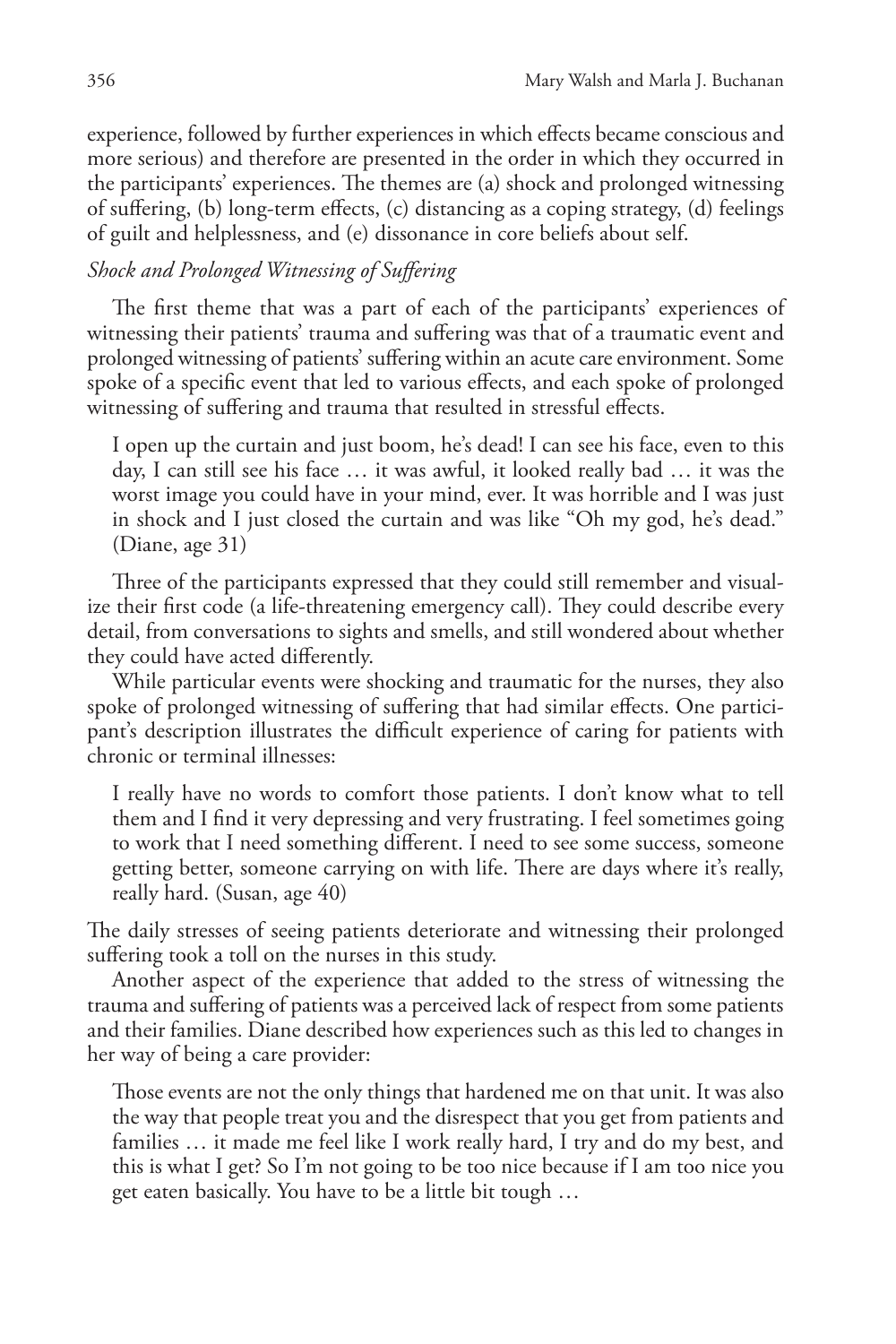experience, followed by further experiences in which effects became conscious and more serious) and therefore are presented in the order in which they occurred in the participants' experiences. The themes are (a) shock and prolonged witnessing of suffering, (b) long-term effects, (c) distancing as a coping strategy, (d) feelings of guilt and helplessness, and (e) dissonance in core beliefs about self.

### *Shock and Prolonged Witnessing of Suffering*

The first theme that was a part of each of the participants' experiences of witnessing their patients' trauma and suffering was that of a traumatic event and prolonged witnessing of patients' suffering within an acute care environment. Some spoke of a specific event that led to various effects, and each spoke of prolonged witnessing of suffering and trauma that resulted in stressful effects.

> I open up the curtain and just boom, he's dead! I can see his face, even to this day, I can still see his face … it was awful, it looked really bad … it was the worst image you could have in your mind, ever. It was horrible and I was just in shock and I just closed the curtain and was like "Oh my god, he's dead." (Diane, age 31)

Three of the participants expressed that they could still remember and visualize their first code (a life-threatening emergency call). They could describe every detail, from conversations to sights and smells, and still wondered about whether they could have acted differently.

While particular events were shocking and traumatic for the nurses, they also spoke of prolonged witnessing of suffering that had similar effects. One participant's description illustrates the difficult experience of caring for patients with chronic or terminal illnesses:

> I really have no words to comfort those patients. I don't know what to tell them and I find it very depressing and very frustrating. I feel sometimes going to work that I need something different. I need to see some success, someone getting better, someone carrying on with life. There are days where it's really, really hard. (Susan, age 40)

The daily stresses of seeing patients deteriorate and witnessing their prolonged suffering took a toll on the nurses in this study.

Another aspect of the experience that added to the stress of witnessing the trauma and suffering of patients was a perceived lack of respect from some patients and their families. Diane described how experiences such as this led to changes in her way of being a care provider:

> Those events are not the only things that hardened me on that unit. It was also the way that people treat you and the disrespect that you get from patients and families … it made me feel like I work really hard, I try and do my best, and this is what I get? So I'm not going to be too nice because if I am too nice you get eaten basically. You have to be a little bit tough …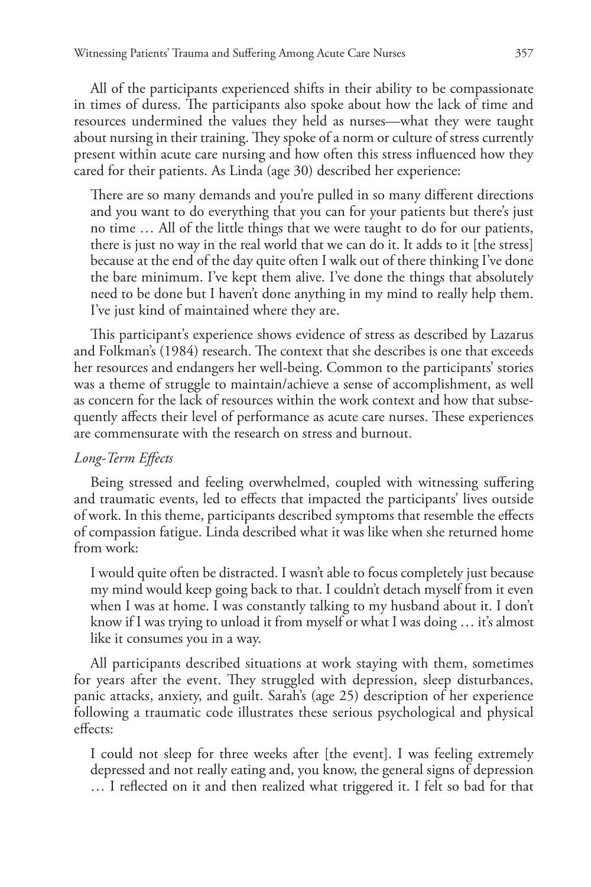All of the participants experienced shifts in their ability to be compassionate in times of duress. The participants also spoke about how the lack of time and resources undermined the values they held as nurses—what they were taught about nursing in their training. They spoke of a norm or culture of stress currently present within acute care nursing and how often this stress influenced how they cared for their patients. As Linda (age 30) described her experience:

> There are so many demands and you're pulled in so many different directions and you want to do everything that you can for your patients but there's just no time … All of the little things that we were taught to do for our patients, there is just no way in the real world that we can do it. It adds to it [the stress] because at the end of the day quite often I walk out of there thinking I've done the bare minimum. I've kept them alive. I've done the things that absolutely need to be done but I haven't done anything in my mind to really help them. I've just kind of maintained where they are.

This participant's experience shows evidence of stress as described by Lazarus and Folkman's (1984) research. The context that she describes is one that exceeds her resources and endangers her well-being. Common to the participants' stories was a theme of struggle to maintain/achieve a sense of accomplishment, as well as concern for the lack of resources within the work context and how that subsequently affects their level of performance as acute care nurses. These experiences are commensurate with the research on stress and burnout.

*Long-Term Effects*

Being stressed and feeling overwhelmed, coupled with witnessing suffering and traumatic events, led to effects that impacted the participants' lives outside of work. In this theme, participants described symptoms that resemble the effects of compassion fatigue. Linda described what it was like when she returned home from work:

> I would quite often be distracted. I wasn't able to focus completely just because my mind would keep going back to that. I couldn't detach myself from it even when I was at home. I was constantly talking to my husband about it. I don't know if I was trying to unload it from myself or what I was doing … it's almost like it consumes you in a way.

All participants described situations at work staying with them, sometimes for years after the event. They struggled with depression, sleep disturbances, panic attacks, anxiety, and guilt. Sarah's (age 25) description of her experience following a traumatic code illustrates these serious psychological and physical effects:

> I could not sleep for three weeks after [the event]. I was feeling extremely depressed and not really eating and, you know, the general signs of depression … I reflected on it and then realized what triggered it. I felt so bad for that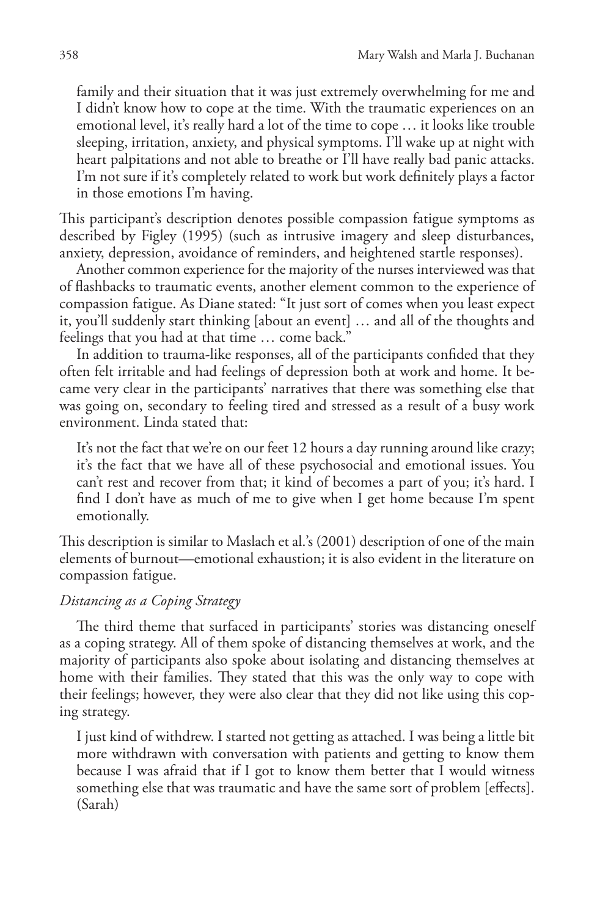> family and their situation that it was just extremely overwhelming for me and I didn't know how to cope at the time. With the traumatic experiences on an emotional level, it's really hard a lot of the time to cope … it looks like trouble sleeping, irritation, anxiety, and physical symptoms. I'll wake up at night with heart palpitations and not able to breathe or I'll have really bad panic attacks. I'm not sure if it's completely related to work but work definitely plays a factor in those emotions I'm having.

This participant's description denotes possible compassion fatigue symptoms as described by Figley (1995) (such as intrusive imagery and sleep disturbances, anxiety, depression, avoidance of reminders, and heightened startle responses).

Another common experience for the majority of the nurses interviewed was that of flashbacks to traumatic events, another element common to the experience of compassion fatigue. As Diane stated: "It just sort of comes when you least expect it, you'll suddenly start thinking [about an event] … and all of the thoughts and feelings that you had at that time … come back."

In addition to trauma-like responses, all of the participants confided that they often felt irritable and had feelings of depression both at work and home. It became very clear in the participants' narratives that there was something else that was going on, secondary to feeling tired and stressed as a result of a busy work environment. Linda stated that:

> It's not the fact that we're on our feet 12 hours a day running around like crazy; it's the fact that we have all of these psychosocial and emotional issues. You can't rest and recover from that; it kind of becomes a part of you; it's hard. I find I don't have as much of me to give when I get home because I'm spent emotionally.

This description is similar to Maslach et al.'s (2001) description of one of the main elements of burnout—emotional exhaustion; it is also evident in the literature on compassion fatigue.

*Distancing as a Coping Strategy*

The third theme that surfaced in participants' stories was distancing oneself as a coping strategy. All of them spoke of distancing themselves at work, and the majority of participants also spoke about isolating and distancing themselves at home with their families. They stated that this was the only way to cope with their feelings; however, they were also clear that they did not like using this coping strategy.

> I just kind of withdrew. I started not getting as attached. I was being a little bit more withdrawn with conversation with patients and getting to know them because I was afraid that if I got to know them better that I would witness something else that was traumatic and have the same sort of problem [effects]. (Sarah)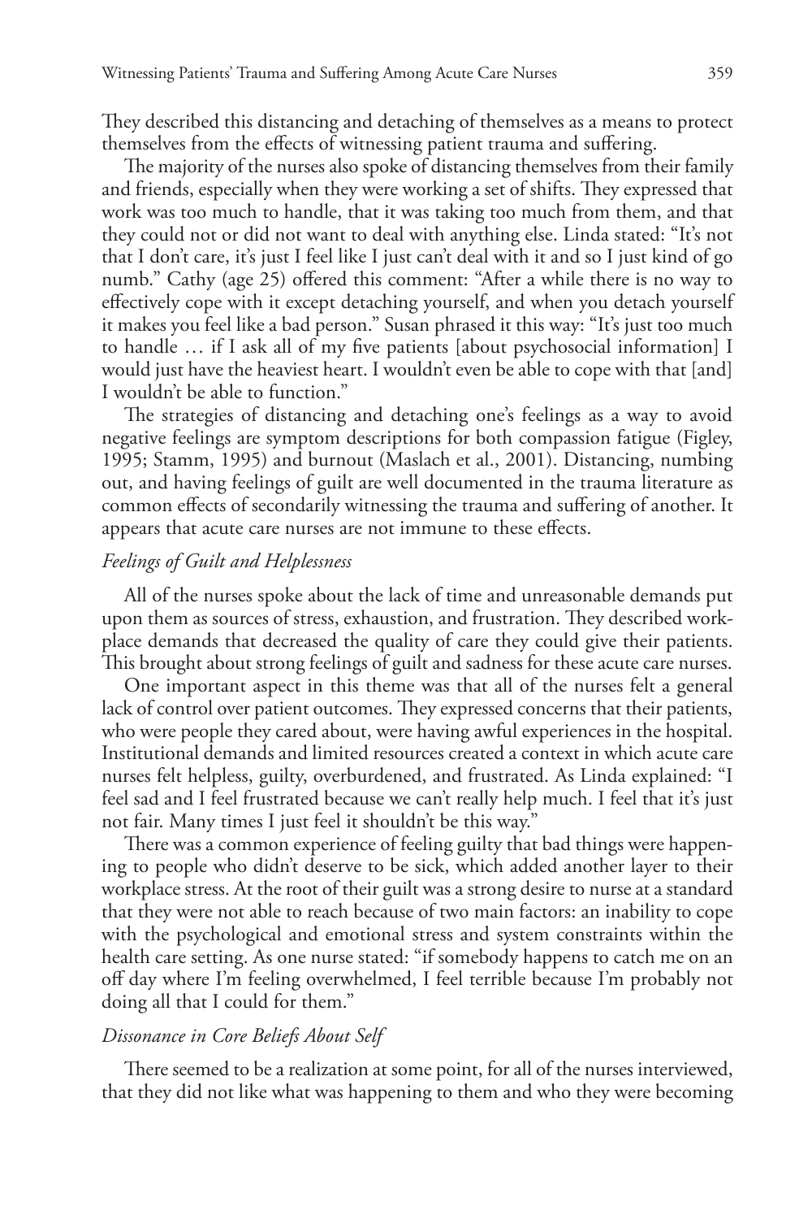They described this distancing and detaching of themselves as a means to protect themselves from the effects of witnessing patient trauma and suffering.

The majority of the nurses also spoke of distancing themselves from their family and friends, especially when they were working a set of shifts. They expressed that work was too much to handle, that it was taking too much from them, and that they could not or did not want to deal with anything else. Linda stated: "It's not that I don't care, it's just I feel like I just can't deal with it and so I just kind of go numb." Cathy (age 25) offered this comment: "After a while there is no way to effectively cope with it except detaching yourself, and when you detach yourself it makes you feel like a bad person." Susan phrased it this way: "It's just too much to handle … if I ask all of my five patients [about psychosocial information] I would just have the heaviest heart. I wouldn't even be able to cope with that [and] I wouldn't be able to function."

The strategies of distancing and detaching one's feelings as a way to avoid negative feelings are symptom descriptions for both compassion fatigue (Figley, 1995; Stamm, 1995) and burnout (Maslach et al., 2001). Distancing, numbing out, and having feelings of guilt are well documented in the trauma literature as common effects of secondarily witnessing the trauma and suffering of another. It appears that acute care nurses are not immune to these effects.

*Feelings of Guilt and Helplessness*

All of the nurses spoke about the lack of time and unreasonable demands put upon them as sources of stress, exhaustion, and frustration. They described workplace demands that decreased the quality of care they could give their patients. This brought about strong feelings of guilt and sadness for these acute care nurses.

One important aspect in this theme was that all of the nurses felt a general lack of control over patient outcomes. They expressed concerns that their patients, who were people they cared about, were having awful experiences in the hospital. Institutional demands and limited resources created a context in which acute care nurses felt helpless, guilty, overburdened, and frustrated. As Linda explained: "I feel sad and I feel frustrated because we can't really help much. I feel that it's just not fair. Many times I just feel it shouldn't be this way."

There was a common experience of feeling guilty that bad things were happening to people who didn't deserve to be sick, which added another layer to their workplace stress. At the root of their guilt was a strong desire to nurse at a standard that they were not able to reach because of two main factors: an inability to cope with the psychological and emotional stress and system constraints within the health care setting. As one nurse stated: "if somebody happens to catch me on an off day where I'm feeling overwhelmed, I feel terrible because I'm probably not doing all that I could for them."

*Dissonance in Core Beliefs About Self*

There seemed to be a realization at some point, for all of the nurses interviewed, that they did not like what was happening to them and who they were becoming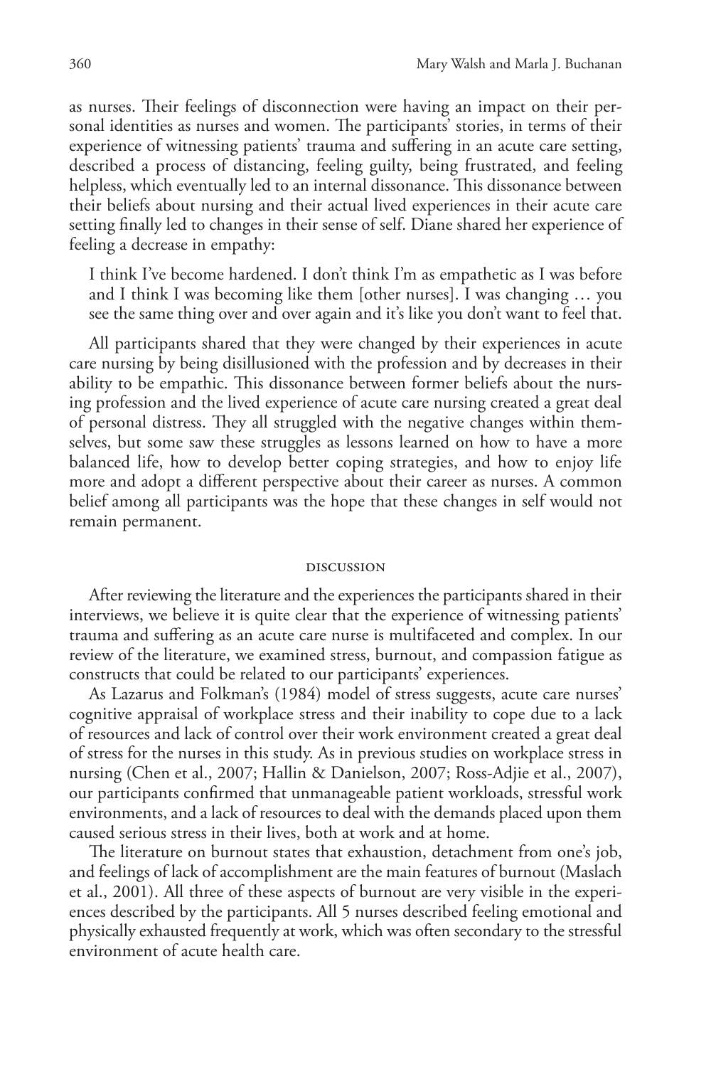as nurses. Their feelings of disconnection were having an impact on their personal identities as nurses and women. The participants' stories, in terms of their experience of witnessing patients' trauma and suffering in an acute care setting, described a process of distancing, feeling guilty, being frustrated, and feeling helpless, which eventually led to an internal dissonance. This dissonance between their beliefs about nursing and their actual lived experiences in their acute care setting finally led to changes in their sense of self. Diane shared her experience of feeling a decrease in empathy:

> I think I've become hardened. I don't think I'm as empathetic as I was before and I think I was becoming like them [other nurses]. I was changing … you see the same thing over and over again and it's like you don't want to feel that.

All participants shared that they were changed by their experiences in acute care nursing by being disillusioned with the profession and by decreases in their ability to be empathic. This dissonance between former beliefs about the nursing profession and the lived experience of acute care nursing created a great deal of personal distress. They all struggled with the negative changes within themselves, but some saw these struggles as lessons learned on how to have a more balanced life, how to develop better coping strategies, and how to enjoy life more and adopt a different perspective about their career as nurses. A common belief among all participants was the hope that these changes in self would not remain permanent.

## DISCUSSION

After reviewing the literature and the experiences the participants shared in their interviews, we believe it is quite clear that the experience of witnessing patients' trauma and suffering as an acute care nurse is multifaceted and complex. In our review of the literature, we examined stress, burnout, and compassion fatigue as constructs that could be related to our participants' experiences.

As Lazarus and Folkman's (1984) model of stress suggests, acute care nurses' cognitive appraisal of workplace stress and their inability to cope due to a lack of resources and lack of control over their work environment created a great deal of stress for the nurses in this study. As in previous studies on workplace stress in nursing (Chen et al., 2007; Hallin & Danielson, 2007; Ross-Adjie et al., 2007), our participants confirmed that unmanageable patient workloads, stressful work environments, and a lack of resources to deal with the demands placed upon them caused serious stress in their lives, both at work and at home.

The literature on burnout states that exhaustion, detachment from one's job, and feelings of lack of accomplishment are the main features of burnout (Maslach et al., 2001). All three of these aspects of burnout are very visible in the experiences described by the participants. All 5 nurses described feeling emotional and physically exhausted frequently at work, which was often secondary to the stressful environment of acute health care.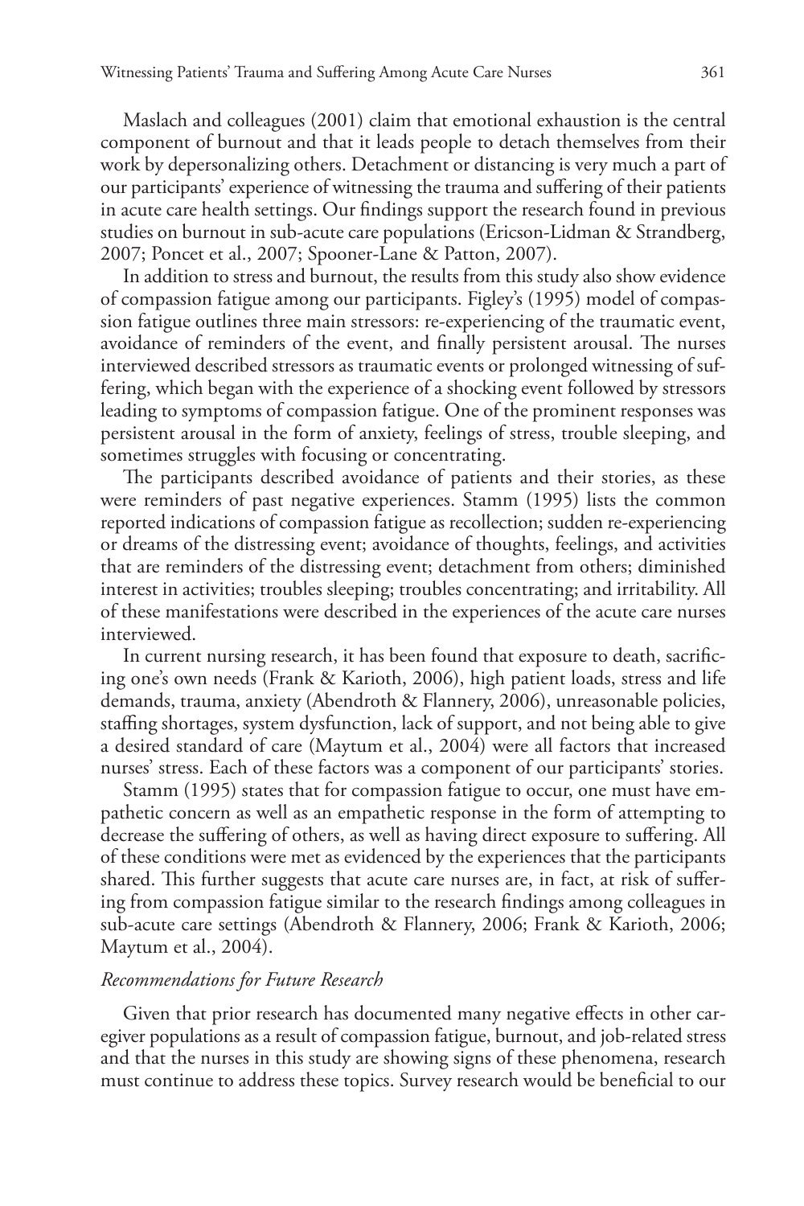Maslach and colleagues (2001) claim that emotional exhaustion is the central component of burnout and that it leads people to detach themselves from their work by depersonalizing others. Detachment or distancing is very much a part of our participants' experience of witnessing the trauma and suffering of their patients in acute care health settings. Our findings support the research found in previous studies on burnout in sub-acute care populations (Ericson-Lidman & Strandberg, 2007; Poncet et al., 2007; Spooner-Lane & Patton, 2007).

In addition to stress and burnout, the results from this study also show evidence of compassion fatigue among our participants. Figley's (1995) model of compassion fatigue outlines three main stressors: re-experiencing of the traumatic event, avoidance of reminders of the event, and finally persistent arousal. The nurses interviewed described stressors as traumatic events or prolonged witnessing of suffering, which began with the experience of a shocking event followed by stressors leading to symptoms of compassion fatigue. One of the prominent responses was persistent arousal in the form of anxiety, feelings of stress, trouble sleeping, and sometimes struggles with focusing or concentrating.

The participants described avoidance of patients and their stories, as these were reminders of past negative experiences. Stamm (1995) lists the common reported indications of compassion fatigue as recollection; sudden re-experiencing or dreams of the distressing event; avoidance of thoughts, feelings, and activities that are reminders of the distressing event; detachment from others; diminished interest in activities; troubles sleeping; troubles concentrating; and irritability. All of these manifestations were described in the experiences of the acute care nurses interviewed.

In current nursing research, it has been found that exposure to death, sacrificing one's own needs (Frank & Karioth, 2006), high patient loads, stress and life demands, trauma, anxiety (Abendroth & Flannery, 2006), unreasonable policies, staffing shortages, system dysfunction, lack of support, and not being able to give a desired standard of care (Maytum et al., 2004) were all factors that increased nurses' stress. Each of these factors was a component of our participants' stories.

Stamm (1995) states that for compassion fatigue to occur, one must have empathetic concern as well as an empathetic response in the form of attempting to decrease the suffering of others, as well as having direct exposure to suffering. All of these conditions were met as evidenced by the experiences that the participants shared. This further suggests that acute care nurses are, in fact, at risk of suffering from compassion fatigue similar to the research findings among colleagues in sub-acute care settings (Abendroth & Flannery, 2006; Frank & Karioth, 2006; Maytum et al., 2004).

### *Recommendations for Future Research*

Given that prior research has documented many negative effects in other caregiver populations as a result of compassion fatigue, burnout, and job-related stress and that the nurses in this study are showing signs of these phenomena, research must continue to address these topics. Survey research would be beneficial to our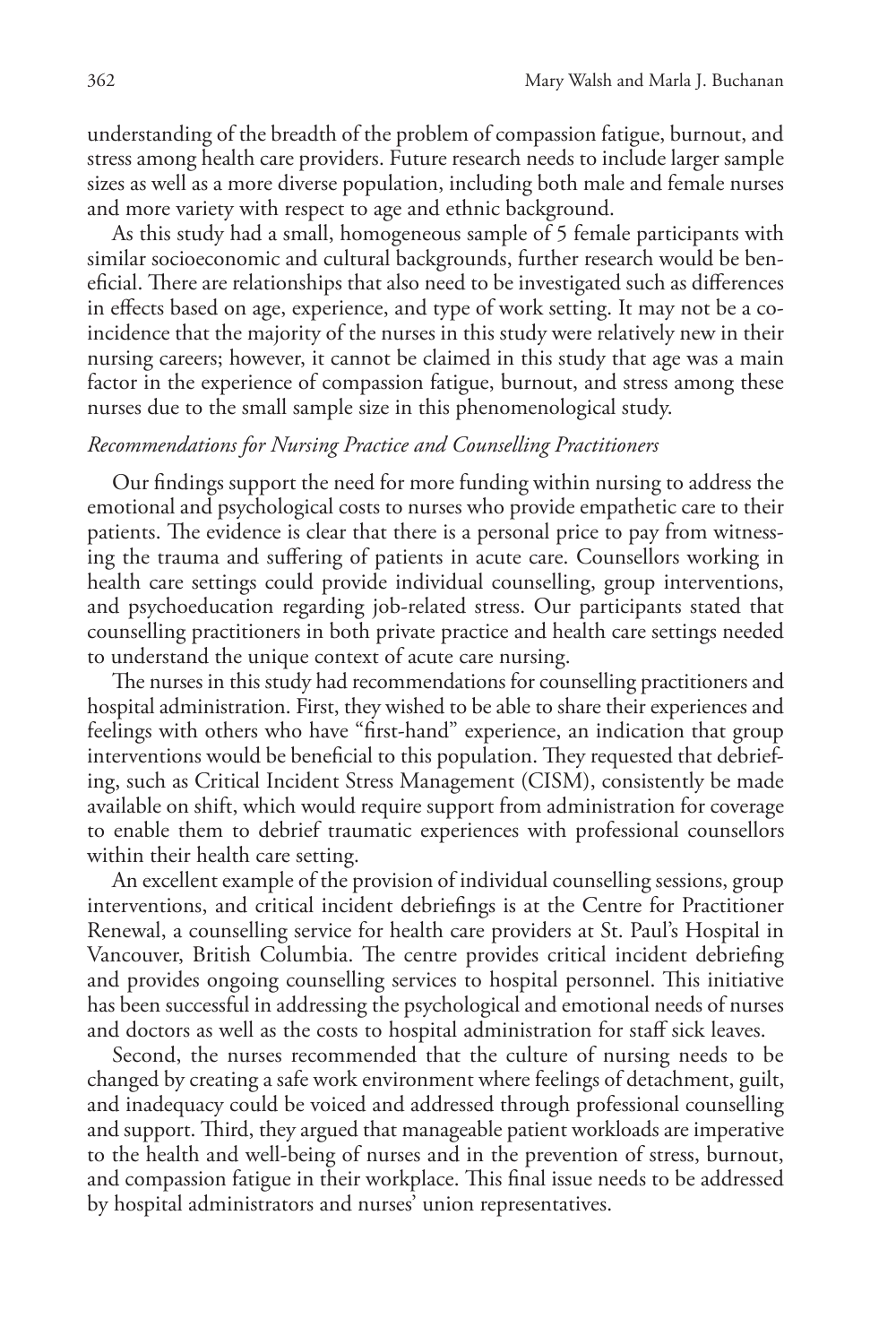understanding of the breadth of the problem of compassion fatigue, burnout, and stress among health care providers. Future research needs to include larger sample sizes as well as a more diverse population, including both male and female nurses and more variety with respect to age and ethnic background.

As this study had a small, homogeneous sample of 5 female participants with similar socioeconomic and cultural backgrounds, further research would be beneficial. There are relationships that also need to be investigated such as differences in effects based on age, experience, and type of work setting. It may not be a coincidence that the majority of the nurses in this study were relatively new in their nursing careers; however, it cannot be claimed in this study that age was a main factor in the experience of compassion fatigue, burnout, and stress among these nurses due to the small sample size in this phenomenological study.

*Recommendations for Nursing Practice and Counselling Practitioners*

Our findings support the need for more funding within nursing to address the emotional and psychological costs to nurses who provide empathetic care to their patients. The evidence is clear that there is a personal price to pay from witnessing the trauma and suffering of patients in acute care. Counsellors working in health care settings could provide individual counselling, group interventions, and psychoeducation regarding job-related stress. Our participants stated that counselling practitioners in both private practice and health care settings needed to understand the unique context of acute care nursing.

The nurses in this study had recommendations for counselling practitioners and hospital administration. First, they wished to be able to share their experiences and feelings with others who have "first-hand" experience, an indication that group interventions would be beneficial to this population. They requested that debriefing, such as Critical Incident Stress Management (CISM), consistently be made available on shift, which would require support from administration for coverage to enable them to debrief traumatic experiences with professional counsellors within their health care setting.

An excellent example of the provision of individual counselling sessions, group interventions, and critical incident debriefings is at the Centre for Practitioner Renewal, a counselling service for health care providers at St. Paul's Hospital in Vancouver, British Columbia. The centre provides critical incident debriefing and provides ongoing counselling services to hospital personnel. This initiative has been successful in addressing the psychological and emotional needs of nurses and doctors as well as the costs to hospital administration for staff sick leaves.

Second, the nurses recommended that the culture of nursing needs to be changed by creating a safe work environment where feelings of detachment, guilt, and inadequacy could be voiced and addressed through professional counselling and support. Third, they argued that manageable patient workloads are imperative to the health and well-being of nurses and in the prevention of stress, burnout, and compassion fatigue in their workplace. This final issue needs to be addressed by hospital administrators and nurses' union representatives.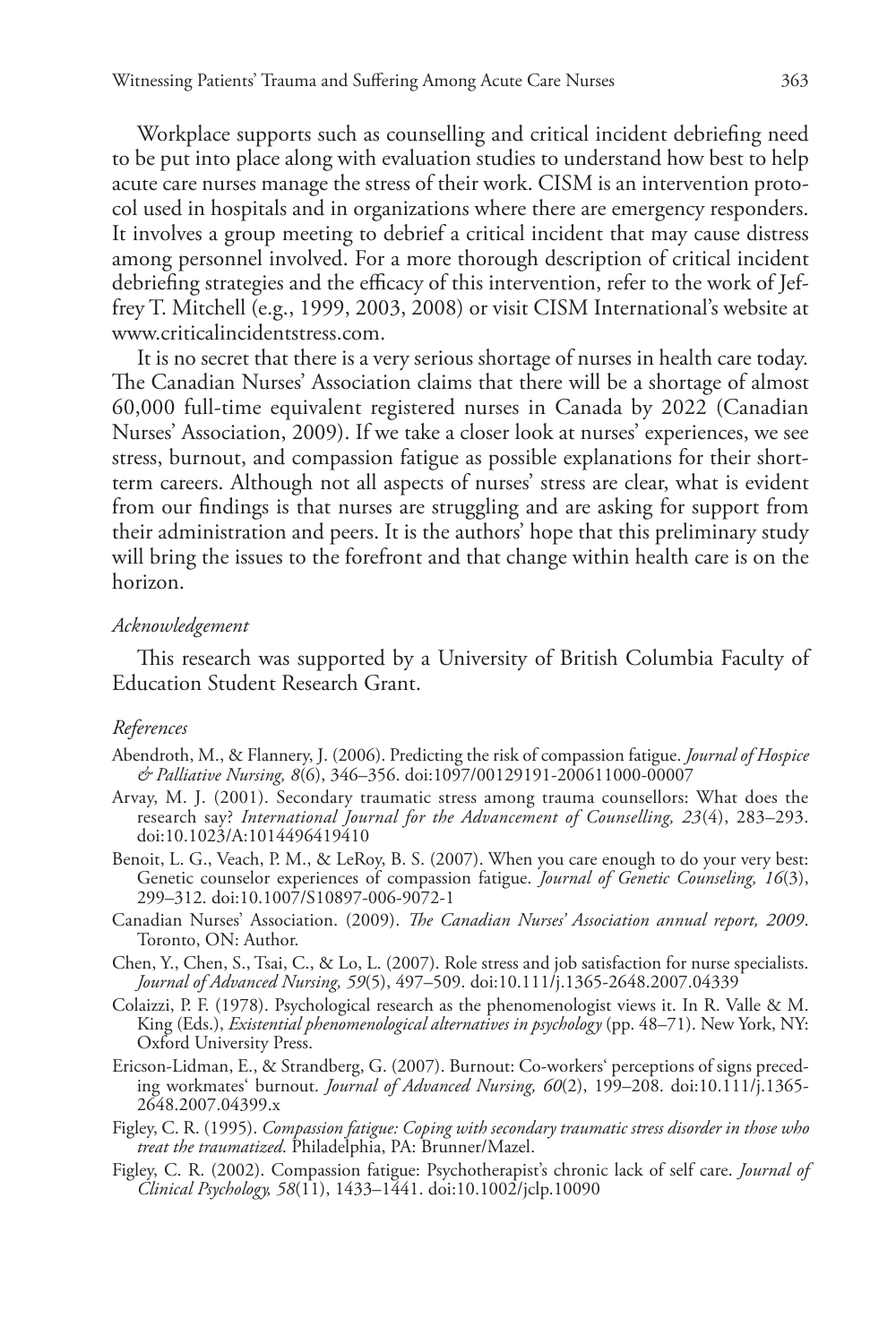Workplace supports such as counselling and critical incident debriefing need to be put into place along with evaluation studies to understand how best to help acute care nurses manage the stress of their work. CISM is an intervention protocol used in hospitals and in organizations where there are emergency responders. It involves a group meeting to debrief a critical incident that may cause distress among personnel involved. For a more thorough description of critical incident debriefing strategies and the efficacy of this intervention, refer to the work of Jeffrey T. Mitchell (e.g., 1999, 2003, 2008) or visit CISM International's website at www.criticalincidentstress.com.

It is no secret that there is a very serious shortage of nurses in health care today. The Canadian Nurses' Association claims that there will be a shortage of almost 60,000 full-time equivalent registered nurses in Canada by 2022 (Canadian Nurses' Association, 2009). If we take a closer look at nurses' experiences, we see stress, burnout, and compassion fatigue as possible explanations for their short-term careers. Although not all aspects of nurses' stress are clear, what is evident from our findings is that nurses are struggling and are asking for support from their administration and peers. It is the authors' hope that this preliminary study will bring the issues to the forefront and that change within health care is on the horizon.

*Acknowledgement*

This research was supported by a University of British Columbia Faculty of Education Student Research Grant.

*References*

Abendroth, M., & Flannery, J. (2006). Predicting the risk of compassion fatigue. *Journal of Hospice & Palliative Nursing, 8*(6), 346–356. doi:1097/00129191-200611000-00007

Arvay, M. J. (2001). Secondary traumatic stress among trauma counsellors: What does the research say? *International Journal for the Advancement of Counselling, 23*(4), 283–293. doi:10.1023/A:1014496419410

Benoit, L. G., Veach, P. M., & LeRoy, B. S. (2007). When you care enough to do your very best: Genetic counselor experiences of compassion fatigue. *Journal of Genetic Counseling, 16*(3), 299–312. doi:10.1007/S10897-006-9072-1

Canadian Nurses' Association. (2009). *The Canadian Nurses' Association annual report, 2009*. Toronto, ON: Author.

Chen, Y., Chen, S., Tsai, C., & Lo, L. (2007). Role stress and job satisfaction for nurse specialists. *Journal of Advanced Nursing, 59*(5), 497–509. doi:10.111/j.1365-2648.2007.04339

Colaizzi, P. F. (1978). Psychological research as the phenomenologist views it. In R. Valle & M. King (Eds.), *Existential phenomenological alternatives in psychology* (pp. 48–71). New York, NY: Oxford University Press.

Ericson-Lidman, E., & Strandberg, G. (2007). Burnout: Co-workers' perceptions of signs preceding workmates' burnout. *Journal of Advanced Nursing, 60*(2), 199–208. doi:10.111/j.1365-2648.2007.04399.x

Figley, C. R. (1995). *Compassion fatigue: Coping with secondary traumatic stress disorder in those who treat the traumatized*. Philadelphia, PA: Brunner/Mazel.

Figley, C. R. (2002). Compassion fatigue: Psychotherapist's chronic lack of self care. *Journal of Clinical Psychology, 58*(11), 1433–1441. doi:10.1002/jclp.10090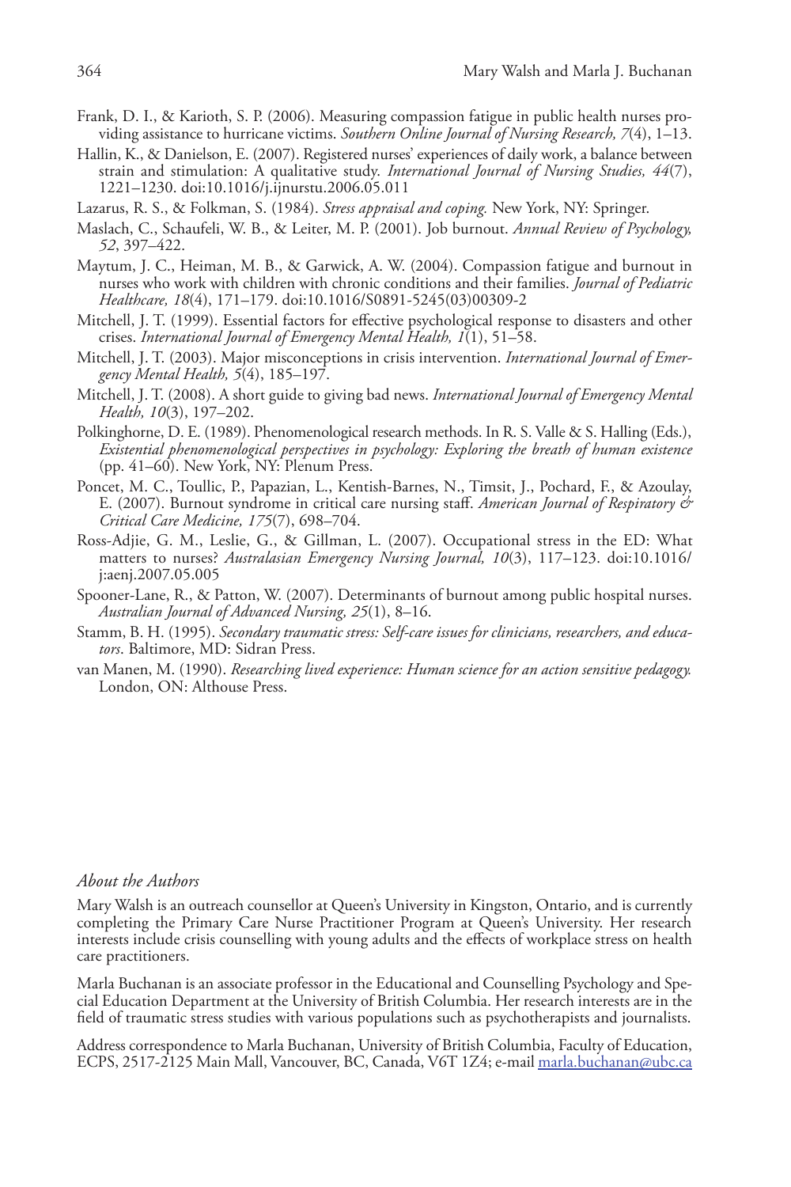Frank, D. I., & Karioth, S. P. (2006). Measuring compassion fatigue in public health nurses providing assistance to hurricane victims. *Southern Online Journal of Nursing Research, 7*(4), 1–13.

Hallin, K., & Danielson, E. (2007). Registered nurses' experiences of daily work, a balance between strain and stimulation: A qualitative study. *International Journal of Nursing Studies, 44*(7), 1221–1230. doi:10.1016/j.ijnurstu.2006.05.011

Lazarus, R. S., & Folkman, S. (1984). *Stress appraisal and coping.* New York, NY: Springer.

Maslach, C., Schaufeli, W. B., & Leiter, M. P. (2001). Job burnout. *Annual Review of Psychology, 52*, 397–422.

Maytum, J. C., Heiman, M. B., & Garwick, A. W. (2004). Compassion fatigue and burnout in nurses who work with children with chronic conditions and their families. *Journal of Pediatric Healthcare, 18*(4), 171–179. doi:10.1016/S0891-5245(03)00309-2

Mitchell, J. T. (1999). Essential factors for effective psychological response to disasters and other crises. *International Journal of Emergency Mental Health, 1*(1), 51–58.

Mitchell, J. T. (2003). Major misconceptions in crisis intervention. *International Journal of Emergency Mental Health, 5*(4), 185–197.

Mitchell, J. T. (2008). A short guide to giving bad news. *International Journal of Emergency Mental Health, 10*(3), 197–202.

Polkinghorne, D. E. (1989). Phenomenological research methods. In R. S. Valle & S. Halling (Eds.), *Existential phenomenological perspectives in psychology: Exploring the breath of human existence* (pp. 41–60). New York, NY: Plenum Press.

Poncet, M. C., Toullic, P., Papazian, L., Kentish-Barnes, N., Timsit, J., Pochard, F., & Azoulay, E. (2007). Burnout syndrome in critical care nursing staff. *American Journal of Respiratory & Critical Care Medicine, 175*(7), 698–704.

Ross-Adjie, G. M., Leslie, G., & Gillman, L. (2007). Occupational stress in the ED: What matters to nurses? *Australasian Emergency Nursing Journal, 10*(3), 117–123. doi:10.1016/j:aenj.2007.05.005

Spooner-Lane, R., & Patton, W. (2007). Determinants of burnout among public hospital nurses. *Australian Journal of Advanced Nursing, 25*(1), 8–16.

Stamm, B. H. (1995). *Secondary traumatic stress: Self-care issues for clinicians, researchers, and educators*. Baltimore, MD: Sidran Press.

van Manen, M. (1990). *Researching lived experience: Human science for an action sensitive pedagogy.* London, ON: Althouse Press.

*About the Authors*

Mary Walsh is an outreach counsellor at Queen's University in Kingston, Ontario, and is currently completing the Primary Care Nurse Practitioner Program at Queen's University. Her research interests include crisis counselling with young adults and the effects of workplace stress on health care practitioners.

Marla Buchanan is an associate professor in the Educational and Counselling Psychology and Special Education Department at the University of British Columbia. Her research interests are in the field of traumatic stress studies with various populations such as psychotherapists and journalists.

Address correspondence to Marla Buchanan, University of British Columbia, Faculty of Education, ECPS, 2517-2125 Main Mall, Vancouver, BC, Canada, V6T 1Z4; e-mail marla.buchanan@ubc.ca